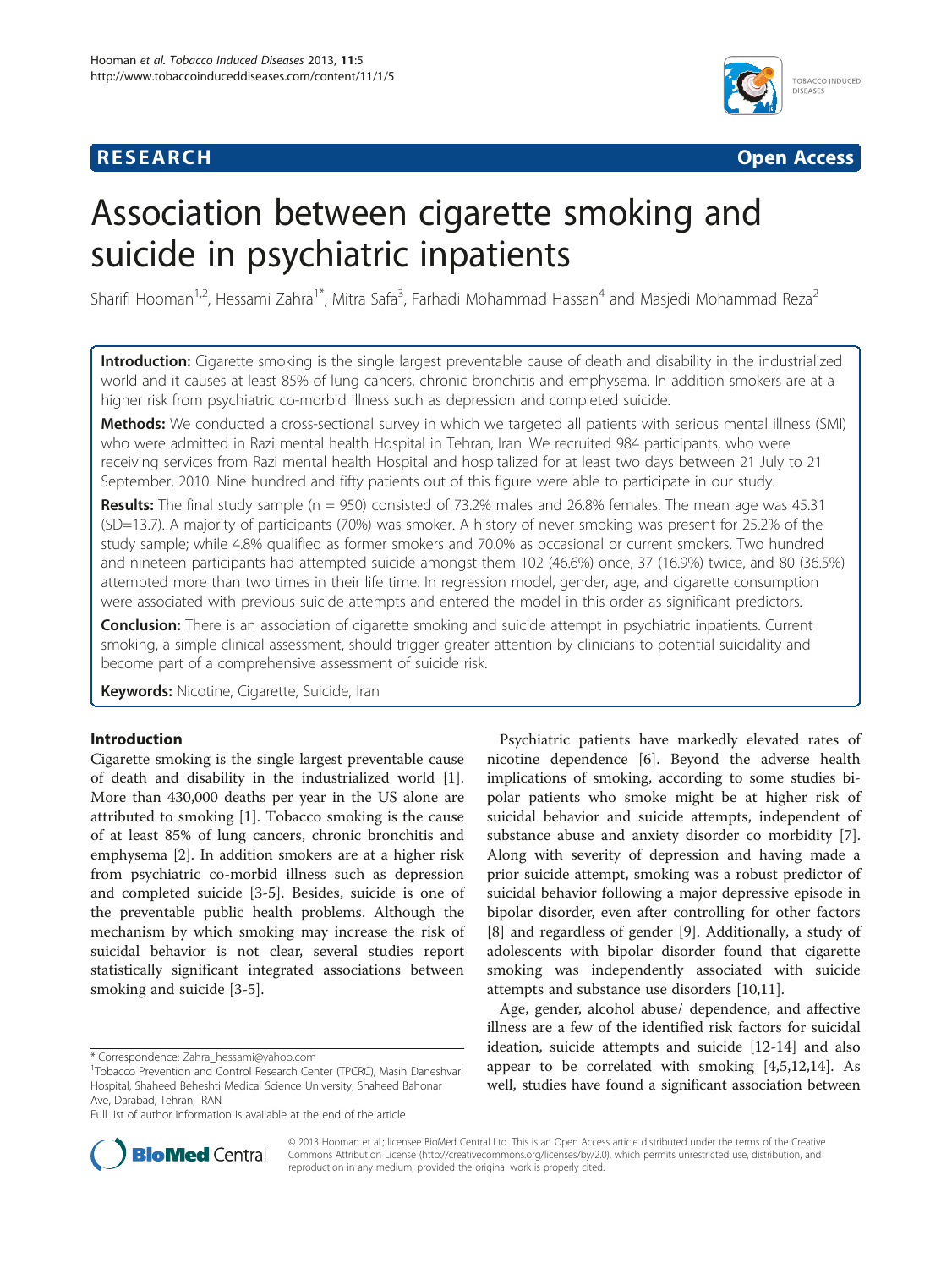**RESEARCH** **Open Access**

# Association between cigarette smoking and suicide in psychiatric inpatients

Sharifi Hooman[1,2], Hessami Zahra[1*], Mitra Safa[3], Farhadi Mohammad Hassan[4] and Masjedi Mohammad Reza[2]

**Introduction:** Cigarette smoking is the single largest preventable cause of death and disability in the industrialized world and it causes at least 85% of lung cancers, chronic bronchitis and emphysema. In addition smokers are at a higher risk from psychiatric co-morbid illness such as depression and completed suicide.

**Methods:** We conducted a cross-sectional survey in which we targeted all patients with serious mental illness (SMI) who were admitted in Razi mental health Hospital in Tehran, Iran. We recruited 984 participants, who were receiving services from Razi mental health Hospital and hospitalized for at least two days between 21 July to 21 September, 2010. Nine hundred and fifty patients out of this figure were able to participate in our study.

**Results:** The final study sample (n = 950) consisted of 73.2% males and 26.8% females. The mean age was 45.31 (SD=13.7). A majority of participants (70%) was smoker. A history of never smoking was present for 25.2% of the study sample; while 4.8% qualified as former smokers and 70.0% as occasional or current smokers. Two hundred and nineteen participants had attempted suicide amongst them 102 (46.6%) once, 37 (16.9%) twice, and 80 (36.5%) attempted more than two times in their life time. In regression model, gender, age, and cigarette consumption were associated with previous suicide attempts and entered the model in this order as significant predictors.

**Conclusion:** There is an association of cigarette smoking and suicide attempt in psychiatric inpatients. Current smoking, a simple clinical assessment, should trigger greater attention by clinicians to potential suicidality and become part of a comprehensive assessment of suicide risk.

**Keywords:** Nicotine, Cigarette, Suicide, Iran

## Introduction

Cigarette smoking is the single largest preventable cause of death and disability in the industrialized world [1]. More than 430,000 deaths per year in the US alone are attributed to smoking [1]. Tobacco smoking is the cause of at least 85% of lung cancers, chronic bronchitis and emphysema [2]. In addition smokers are at a higher risk from psychiatric co-morbid illness such as depression and completed suicide [3-5]. Besides, suicide is one of the preventable public health problems. Although the mechanism by which smoking may increase the risk of suicidal behavior is not clear, several studies report statistically significant integrated associations between smoking and suicide [3-5].

Psychiatric patients have markedly elevated rates of nicotine dependence [6]. Beyond the adverse health implications of smoking, according to some studies bipolar patients who smoke might be at higher risk of suicidal behavior and suicide attempts, independent of substance abuse and anxiety disorder co morbidity [7]. Along with severity of depression and having made a prior suicide attempt, smoking was a robust predictor of suicidal behavior following a major depressive episode in bipolar disorder, even after controlling for other factors [8] and regardless of gender [9]. Additionally, a study of adolescents with bipolar disorder found that cigarette smoking was independently associated with suicide attempts and substance use disorders [10,11].

Age, gender, alcohol abuse/ dependence, and affective illness are a few of the identified risk factors for suicidal ideation, suicide attempts and suicide [12-14] and also appear to be correlated with smoking [4,5,12,14]. As well, studies have found a significant association between

\* Correspondence: Zahra_hessami@yahoo.com

[1]Tobacco Prevention and Control Research Center (TPCRC), Masih Daneshvari Hospital, Shaheed Beheshti Medical Science University, Shaheed Bahonar Ave, Darabad, Tehran, IRAN

Full list of author information is available at the end of the article

© 2013 Hooman et al.; licensee BioMed Central Ltd. This is an Open Access article distributed under the terms of the Creative Commons Attribution License (http://creativecommons.org/licenses/by/2.0), which permits unrestricted use, distribution, and reproduction in any medium, provided the original work is properly cited.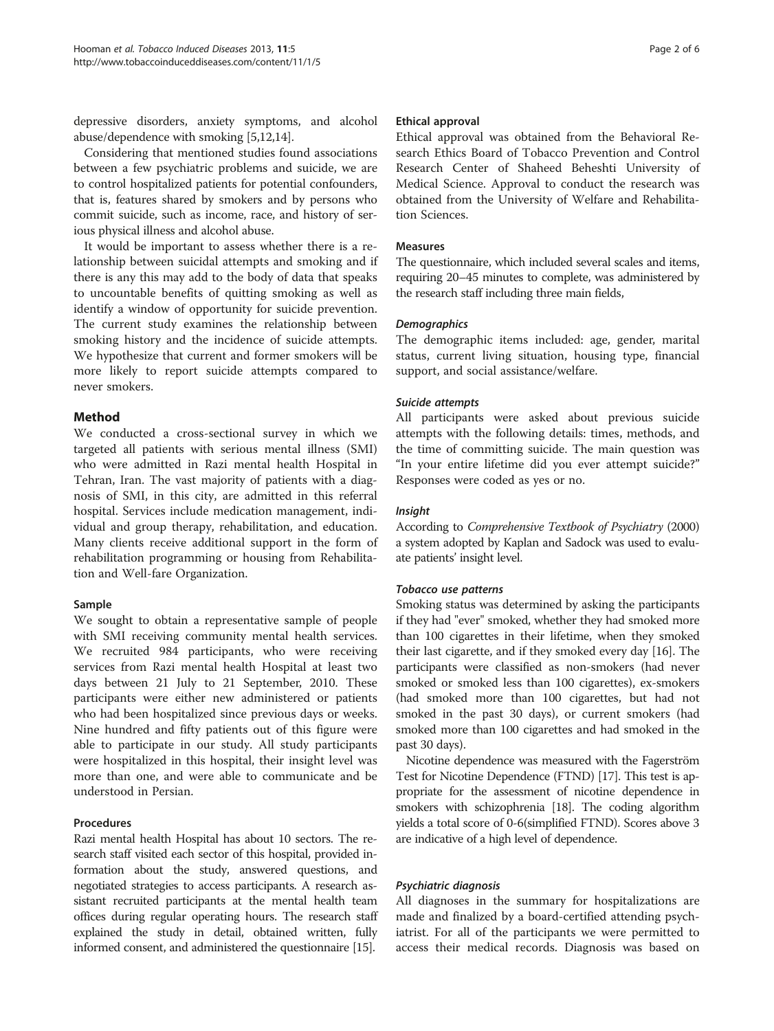depressive disorders, anxiety symptoms, and alcohol abuse/dependence with smoking [5,12,14].

Considering that mentioned studies found associations between a few psychiatric problems and suicide, we are to control hospitalized patients for potential confounders, that is, features shared by smokers and by persons who commit suicide, such as income, race, and history of serious physical illness and alcohol abuse.

It would be important to assess whether there is a relationship between suicidal attempts and smoking and if there is any this may add to the body of data that speaks to uncountable benefits of quitting smoking as well as identify a window of opportunity for suicide prevention. The current study examines the relationship between smoking history and the incidence of suicide attempts. We hypothesize that current and former smokers will be more likely to report suicide attempts compared to never smokers.

## Method

We conducted a cross-sectional survey in which we targeted all patients with serious mental illness (SMI) who were admitted in Razi mental health Hospital in Tehran, Iran. The vast majority of patients with a diagnosis of SMI, in this city, are admitted in this referral hospital. Services include medication management, individual and group therapy, rehabilitation, and education. Many clients receive additional support in the form of rehabilitation programming or housing from Rehabilitation and Well-fare Organization.

### Sample

We sought to obtain a representative sample of people with SMI receiving community mental health services. We recruited 984 participants, who were receiving services from Razi mental health Hospital at least two days between 21 July to 21 September, 2010. These participants were either new administered or patients who had been hospitalized since previous days or weeks. Nine hundred and fifty patients out of this figure were able to participate in our study. All study participants were hospitalized in this hospital, their insight level was more than one, and were able to communicate and be understood in Persian.

### Procedures

Razi mental health Hospital has about 10 sectors. The research staff visited each sector of this hospital, provided information about the study, answered questions, and negotiated strategies to access participants. A research assistant recruited participants at the mental health team offices during regular operating hours. The research staff explained the study in detail, obtained written, fully informed consent, and administered the questionnaire [15].

### Ethical approval

Ethical approval was obtained from the Behavioral Research Ethics Board of Tobacco Prevention and Control Research Center of Shaheed Beheshti University of Medical Science. Approval to conduct the research was obtained from the University of Welfare and Rehabilitation Sciences.

### Measures

The questionnaire, which included several scales and items, requiring 20–45 minutes to complete, was administered by the research staff including three main fields,

#### *Demographics*

The demographic items included: age, gender, marital status, current living situation, housing type, financial support, and social assistance/welfare.

#### *Suicide attempts*

All participants were asked about previous suicide attempts with the following details: times, methods, and the time of committing suicide. The main question was "In your entire lifetime did you ever attempt suicide?" Responses were coded as yes or no.

#### *Insight*

According to *Comprehensive Textbook of Psychiatry* (2000) a system adopted by Kaplan and Sadock was used to evaluate patients' insight level.

#### *Tobacco use patterns*

Smoking status was determined by asking the participants if they had "ever" smoked, whether they had smoked more than 100 cigarettes in their lifetime, when they smoked their last cigarette, and if they smoked every day [16]. The participants were classified as non-smokers (had never smoked or smoked less than 100 cigarettes), ex-smokers (had smoked more than 100 cigarettes, but had not smoked in the past 30 days), or current smokers (had smoked more than 100 cigarettes and had smoked in the past 30 days).

Nicotine dependence was measured with the Fagerström Test for Nicotine Dependence (FTND) [17]. This test is appropriate for the assessment of nicotine dependence in smokers with schizophrenia [18]. The coding algorithm yields a total score of 0-6(simplified FTND). Scores above 3 are indicative of a high level of dependence.

#### *Psychiatric diagnosis*

All diagnoses in the summary for hospitalizations are made and finalized by a board-certified attending psychiatrist. For all of the participants we were permitted to access their medical records. Diagnosis was based on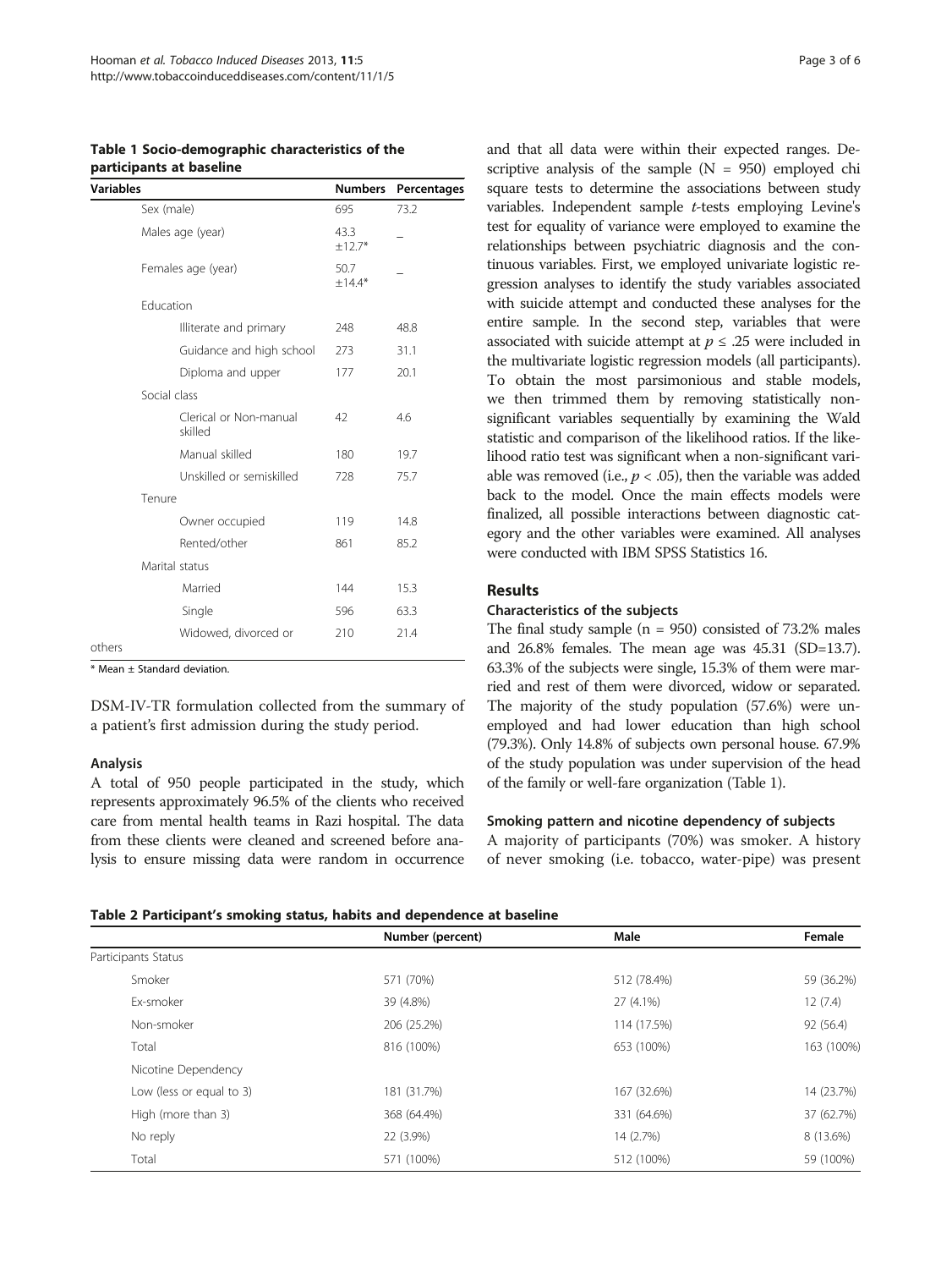**Table 1 Socio-demographic characteristics of the participants at baseline**

| Variables | Numbers | Percentages |
|---|---|---|
| Sex (male) | 695 | 73.2 |
| Males age (year) | 43.3 ±12.7* | – |
| Females age (year) | 50.7 ±14.4* | – |
| Education | | |
| Illiterate and primary | 248 | 48.8 |
| Guidance and high school | 273 | 31.1 |
| Diploma and upper | 177 | 20.1 |
| Social class | | |
| Clerical or Non-manual skilled | 42 | 4.6 |
| Manual skilled | 180 | 19.7 |
| Unskilled or semiskilled | 728 | 75.7 |
| Tenure | | |
| Owner occupied | 119 | 14.8 |
| Rented/other | 861 | 85.2 |
| Marital status | | |
| Married | 144 | 15.3 |
| Single | 596 | 63.3 |
| Widowed, divorced or others | 210 | 21.4 |

\* Mean ± Standard deviation.

DSM-IV-TR formulation collected from the summary of a patient's first admission during the study period.

### Analysis

A total of 950 people participated in the study, which represents approximately 96.5% of the clients who received care from mental health teams in Razi hospital. The data from these clients were cleaned and screened before analysis to ensure missing data were random in occurrence and that all data were within their expected ranges. Descriptive analysis of the sample (N = 950) employed chi square tests to determine the associations between study variables. Independent sample *t*-tests employing Levine's test for equality of variance were employed to examine the relationships between psychiatric diagnosis and the continuous variables. First, we employed univariate logistic regression analyses to identify the study variables associated with suicide attempt and conducted these analyses for the entire sample. In the second step, variables that were associated with suicide attempt at $p \leq .25$ were included in the multivariate logistic regression models (all participants). To obtain the most parsimonious and stable models, we then trimmed them by removing statistically non-significant variables sequentially by examining the Wald statistic and comparison of the likelihood ratios. If the likelihood ratio test was significant when a non-significant variable was removed (i.e., $p < .05$), then the variable was added back to the model. Once the main effects models were finalized, all possible interactions between diagnostic category and the other variables were examined. All analyses were conducted with IBM SPSS Statistics 16.

## Results

### Characteristics of the subjects

The final study sample (n = 950) consisted of 73.2% males and 26.8% females. The mean age was 45.31 (SD=13.7). 63.3% of the subjects were single, 15.3% of them were married and rest of them were divorced, widow or separated. The majority of the study population (57.6%) were unemployed and had lower education than high school (79.3%). Only 14.8% of subjects own personal house. 67.9% of the study population was under supervision of the head of the family or well-fare organization (Table 1).

### Smoking pattern and nicotine dependency of subjects

A majority of participants (70%) was smoker. A history of never smoking (i.e. tobacco, water-pipe) was present

**Table 2 Participant's smoking status, habits and dependence at baseline**

| | Number (percent) | Male | Female |
|---|---|---|---|
| Participants Status | | | |
| Smoker | 571 (70%) | 512 (78.4%) | 59 (36.2%) |
| Ex-smoker | 39 (4.8%) | 27 (4.1%) | 12 (7.4) |
| Non-smoker | 206 (25.2%) | 114 (17.5%) | 92 (56.4) |
| Total | 816 (100%) | 653 (100%) | 163 (100%) |
| Nicotine Dependency | | | |
| Low (less or equal to 3) | 181 (31.7%) | 167 (32.6%) | 14 (23.7%) |
| High (more than 3) | 368 (64.4%) | 331 (64.6%) | 37 (62.7%) |
| No reply | 22 (3.9%) | 14 (2.7%) | 8 (13.6%) |
| Total | 571 (100%) | 512 (100%) | 59 (100%) |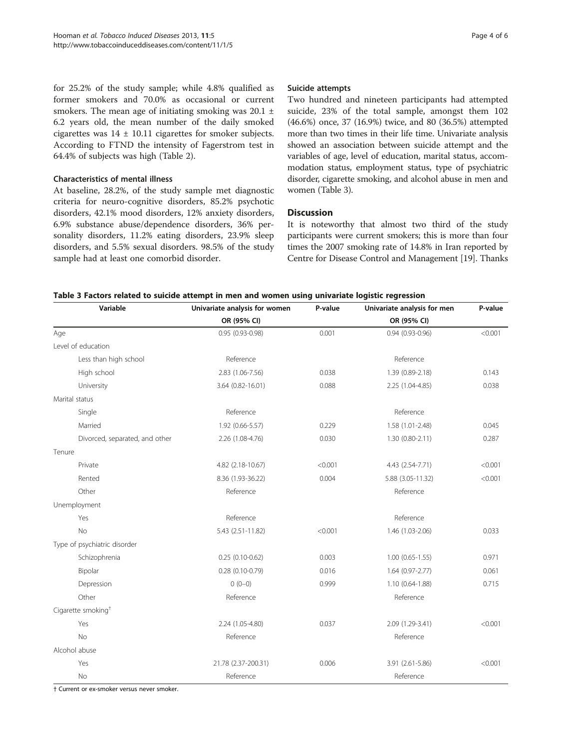for 25.2% of the study sample; while 4.8% qualified as former smokers and 70.0% as occasional or current smokers. The mean age of initiating smoking was 20.1 ± 6.2 years old, the mean number of the daily smoked cigarettes was 14 ± 10.11 cigarettes for smoker subjects. According to FTND the intensity of Fagerstrom test in 64.4% of subjects was high (Table 2).

### Characteristics of mental illness

At baseline, 28.2%, of the study sample met diagnostic criteria for neuro-cognitive disorders, 85.2% psychotic disorders, 42.1% mood disorders, 12% anxiety disorders, 6.9% substance abuse/dependence disorders, 36% personality disorders, 11.2% eating disorders, 23.9% sleep disorders, and 5.5% sexual disorders. 98.5% of the study sample had at least one comorbid disorder.

### Suicide attempts

Two hundred and nineteen participants had attempted suicide, 23% of the total sample, amongst them 102 (46.6%) once, 37 (16.9%) twice, and 80 (36.5%) attempted more than two times in their life time. Univariate analysis showed an association between suicide attempt and the variables of age, level of education, marital status, accommodation status, employment status, type of psychiatric disorder, cigarette smoking, and alcohol abuse in men and women (Table 3).

## Discussion

It is noteworthy that almost two third of the study participants were current smokers; this is more than four times the 2007 smoking rate of 14.8% in Iran reported by Centre for Disease Control and Management [19]. Thanks

**Table 3 Factors related to suicide attempt in men and women using univariate logistic regression**

| Variable | Univariate analysis for women OR (95% CI) | P-value | Univariate analysis for men OR (95% CI) | P-value |
|---|---|---|---|---|
| Age | 0.95 (0.93-0.98) | 0.001 | 0.94 (0.93-0.96) | <0.001 |
| Level of education | | | | |
| Less than high school | Reference | | Reference | |
| High school | 2.83 (1.06-7.56) | 0.038 | 1.39 (0.89-2.18) | 0.143 |
| University | 3.64 (0.82-16.01) | 0.088 | 2.25 (1.04-4.85) | 0.038 |
| Marital status | | | | |
| Single | Reference | | Reference | |
| Married | 1.92 (0.66-5.57) | 0.229 | 1.58 (1.01-2.48) | 0.045 |
| Divorced, separated, and other | 2.26 (1.08-4.76) | 0.030 | 1.30 (0.80-2.11) | 0.287 |
| Tenure | | | | |
| Private | 4.82 (2.18-10.67) | <0.001 | 4.43 (2.54-7.71) | <0.001 |
| Rented | 8.36 (1.93-36.22) | 0.004 | 5.88 (3.05-11.32) | <0.001 |
| Other | Reference | | Reference | |
| Unemployment | | | | |
| Yes | Reference | | Reference | |
| No | 5.43 (2.51-11.82) | <0.001 | 1.46 (1.03-2.06) | 0.033 |
| Type of psychiatric disorder | | | | |
| Schizophrenia | 0.25 (0.10-0.62) | 0.003 | 1.00 (0.65-1.55) | 0.971 |
| Bipolar | 0.28 (0.10-0.79) | 0.016 | 1.64 (0.97-2.77) | 0.061 |
| Depression | 0 (0–0) | 0.999 | 1.10 (0.64-1.88) | 0.715 |
| Other | Reference | | Reference | |
| Cigarette smoking[†] | | | | |
| Yes | 2.24 (1.05-4.80) | 0.037 | 2.09 (1.29-3.41) | <0.001 |
| No | Reference | | Reference | |
| Alcohol abuse | | | | |
| Yes | 21.78 (2.37-200.31) | 0.006 | 3.91 (2.61-5.86) | <0.001 |
| No | Reference | | Reference | |

† Current or ex-smoker versus never smoker.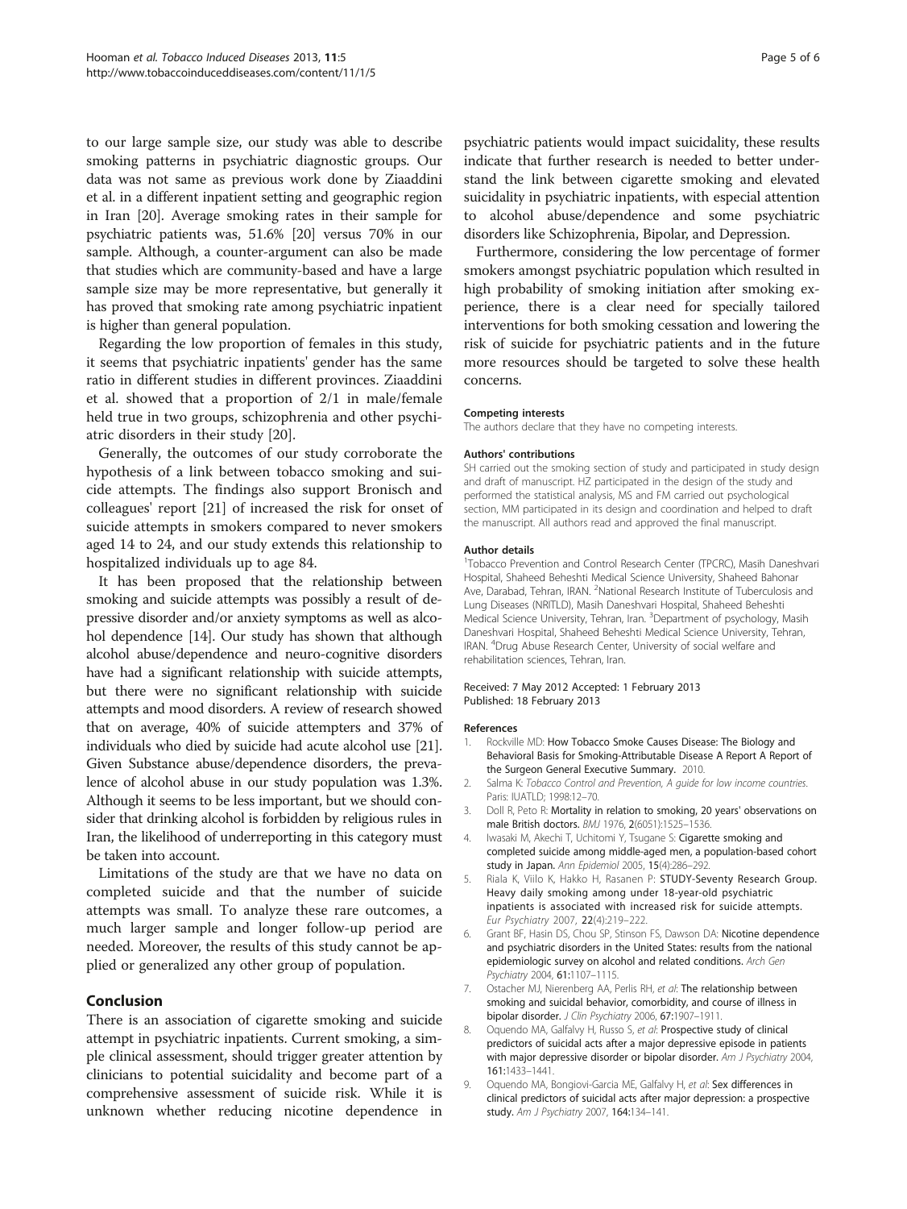to our large sample size, our study was able to describe smoking patterns in psychiatric diagnostic groups. Our data was not same as previous work done by Ziaaddini et al. in a different inpatient setting and geographic region in Iran [20]. Average smoking rates in their sample for psychiatric patients was, 51.6% [20] versus 70% in our sample. Although, a counter-argument can also be made that studies which are community-based and have a large sample size may be more representative, but generally it has proved that smoking rate among psychiatric inpatient is higher than general population.

Regarding the low proportion of females in this study, it seems that psychiatric inpatients' gender has the same ratio in different studies in different provinces. Ziaaddini et al. showed that a proportion of 2/1 in male/female held true in two groups, schizophrenia and other psychiatric disorders in their study [20].

Generally, the outcomes of our study corroborate the hypothesis of a link between tobacco smoking and suicide attempts. The findings also support Bronisch and colleagues' report [21] of increased the risk for onset of suicide attempts in smokers compared to never smokers aged 14 to 24, and our study extends this relationship to hospitalized individuals up to age 84.

It has been proposed that the relationship between smoking and suicide attempts was possibly a result of depressive disorder and/or anxiety symptoms as well as alcohol dependence [14]. Our study has shown that although alcohol abuse/dependence and neuro-cognitive disorders have had a significant relationship with suicide attempts, but there were no significant relationship with suicide attempts and mood disorders. A review of research showed that on average, 40% of suicide attempters and 37% of individuals who died by suicide had acute alcohol use [21]. Given Substance abuse/dependence disorders, the prevalence of alcohol abuse in our study population was 1.3%. Although it seems to be less important, but we should consider that drinking alcohol is forbidden by religious rules in Iran, the likelihood of underreporting in this category must be taken into account.

Limitations of the study are that we have no data on completed suicide and that the number of suicide attempts was small. To analyze these rare outcomes, a much larger sample and longer follow-up period are needed. Moreover, the results of this study cannot be applied or generalized any other group of population.

## Conclusion

There is an association of cigarette smoking and suicide attempt in psychiatric inpatients. Current smoking, a simple clinical assessment, should trigger greater attention by clinicians to potential suicidality and become part of a comprehensive assessment of suicide risk. While it is unknown whether reducing nicotine dependence in psychiatric patients would impact suicidality, these results indicate that further research is needed to better understand the link between cigarette smoking and elevated suicidality in psychiatric inpatients, with especial attention to alcohol abuse/dependence and some psychiatric disorders like Schizophrenia, Bipolar, and Depression.

Furthermore, considering the low percentage of former smokers amongst psychiatric population which resulted in high probability of smoking initiation after smoking experience, there is a clear need for specially tailored interventions for both smoking cessation and lowering the risk of suicide for psychiatric patients and in the future more resources should be targeted to solve these health concerns.

#### Competing interests

The authors declare that they have no competing interests.

#### Authors' contributions

SH carried out the smoking section of study and participated in study design and draft of manuscript. HZ participated in the design of the study and performed the statistical analysis, MS and FM carried out psychological section, MM participated in its design and coordination and helped to draft the manuscript. All authors read and approved the final manuscript.

#### Author details

[1]Tobacco Prevention and Control Research Center (TPCRC), Masih Daneshvari Hospital, Shaheed Beheshti Medical Science University, Shaheed Bahonar Ave, Darabad, Tehran, IRAN. [2]National Research Institute of Tuberculosis and Lung Diseases (NRITLD), Masih Daneshvari Hospital, Shaheed Beheshti Medical Science University, Tehran, Iran. [3]Department of psychology, Masih Daneshvari Hospital, Shaheed Beheshti Medical Science University, Tehran, IRAN. [4]Drug Abuse Research Center, University of social welfare and rehabilitation sciences, Tehran, Iran.

Received: 7 May 2012 Accepted: 1 February 2013
Published: 18 February 2013

#### References

1. Rockville MD: **How Tobacco Smoke Causes Disease: The Biology and Behavioral Basis for Smoking-Attributable Disease A Report A Report of the Surgeon General Executive Summary.** 2010.
2. Salma K: *Tobacco Control and Prevention, A guide for low income countries.* Paris: IUATLD; 1998:12–70.
3. Doll R, Peto R: **Mortality in relation to smoking, 20 years' observations on male British doctors.** *BMJ* 1976, **2**(6051):1525–1536.
4. Iwasaki M, Akechi T, Uchitomi Y, Tsugane S: **Cigarette smoking and completed suicide among middle-aged men, a population-based cohort study in Japan.** *Ann Epidemiol* 2005, **15**(4):286–292.
5. Riala K, Viilo K, Hakko H, Rasanen P: **STUDY-Seventy Research Group. Heavy daily smoking among under 18-year-old psychiatric inpatients is associated with increased risk for suicide attempts.** *Eur Psychiatry* 2007, **22**(4):219–222.
6. Grant BF, Hasin DS, Chou SP, Stinson FS, Dawson DA: **Nicotine dependence and psychiatric disorders in the United States: results from the national epidemiologic survey on alcohol and related conditions.** *Arch Gen Psychiatry* 2004, **61**:1107–1115.
7. Ostacher MJ, Nierenberg AA, Perlis RH, *et al*: **The relationship between smoking and suicidal behavior, comorbidity, and course of illness in bipolar disorder.** *J Clin Psychiatry* 2006, **67**:1907–1911.
8. Oquendo MA, Galfalvy H, Russo S, *et al*: **Prospective study of clinical predictors of suicidal acts after a major depressive episode in patients with major depressive disorder or bipolar disorder.** *Am J Psychiatry* 2004, **161**:1433–1441.
9. Oquendo MA, Bongiovi-Garcia ME, Galfalvy H, *et al*: **Sex differences in clinical predictors of suicidal acts after major depression: a prospective study.** *Am J Psychiatry* 2007, **164**:134–141.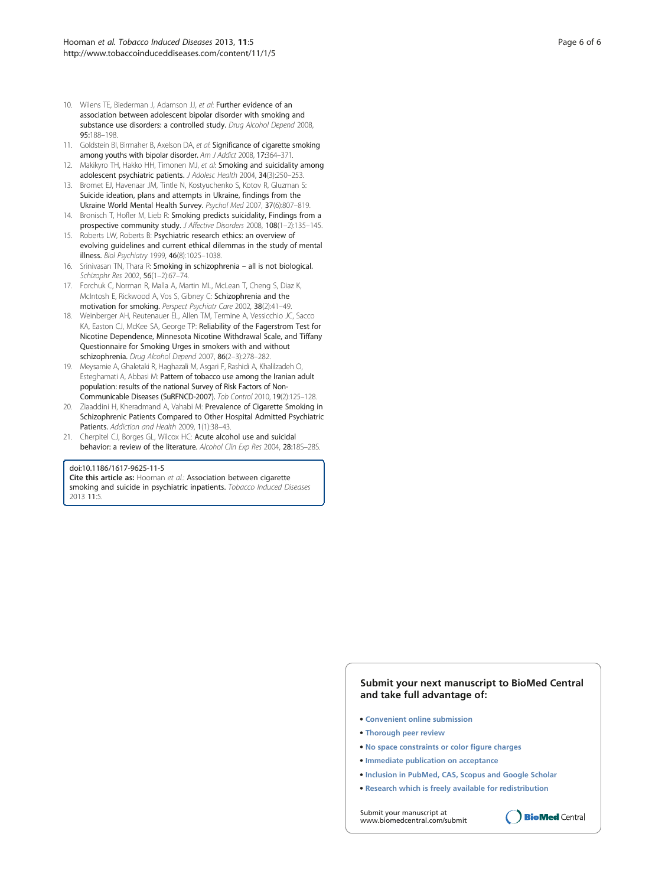10. Wilens TE, Biederman J, Adamson JJ, *et al*: **Further evidence of an association between adolescent bipolar disorder with smoking and substance use disorders: a controlled study.** *Drug Alcohol Depend* 2008, **95**:188–198.
11. Goldstein BI, Birmaher B, Axelson DA, *et al*: **Significance of cigarette smoking among youths with bipolar disorder.** *Am J Addict* 2008, **17**:364–371.
12. Makikyro TH, Hakko HH, Timonen MJ, *et al*: **Smoking and suicidality among adolescent psychiatric patients.** *J Adolesc Health* 2004, **34**(3):250–253.
13. Bromet EJ, Havenaar JM, Tintle N, Kostyuchenko S, Kotov R, Gluzman S: **Suicide ideation, plans and attempts in Ukraine, findings from the Ukraine World Mental Health Survey.** *Psychol Med* 2007, **37**(6):807–819.
14. Bronisch T, Hofler M, Lieb R: **Smoking predicts suicidality, Findings from a prospective community study.** *J Affective Disorders* 2008, **108**(1–2):135–145.
15. Roberts LW, Roberts B: **Psychiatric research ethics: an overview of evolving guidelines and current ethical dilemmas in the study of mental illness.** *Biol Psychiatry* 1999, **46**(8):1025–1038.
16. Srinivasan TN, Thara R: **Smoking in schizophrenia – all is not biological.** *Schizophr Res* 2002, **56**(1–2):67–74.
17. Forchuk C, Norman R, Malla A, Martin ML, McLean T, Cheng S, Diaz K, McIntosh E, Rickwood A, Vos S, Gibney C: **Schizophrenia and the motivation for smoking.** *Perspect Psychiatr Care* 2002, **38**(2):41–49.
18. Weinberger AH, Reutenauer EL, Allen TM, Termine A, Vessicchio JC, Sacco KA, Easton CJ, McKee SA, George TP: **Reliability of the Fagerstrom Test for Nicotine Dependence, Minnesota Nicotine Withdrawal Scale, and Tiffany Questionnaire for Smoking Urges in smokers with and without schizophrenia.** *Drug Alcohol Depend* 2007, **86**(2–3):278–282.
19. Meysamie A, Ghaletaki R, Haghazali M, Asgari F, Rashidi A, Khalilzadeh O, Esteghamati A, Abbasi M: **Pattern of tobacco use among the Iranian adult population: results of the national Survey of Risk Factors of Non-Communicable Diseases (SuRFNCD-2007).** *Tob Control* 2010, **19**(2):125–128.
20. Ziaaddini H, Kheradmand A, Vahabi M: **Prevalence of Cigarette Smoking in Schizophrenic Patients Compared to Other Hospital Admitted Psychiatric Patients.** *Addiction and Health* 2009, **1**(1):38–43.
21. Cherpitel CJ, Borges GL, Wilcox HC: **Acute alcohol use and suicidal behavior: a review of the literature.** *Alcohol Clin Exp Res* 2004, **28**:18S–28S.

doi:10.1186/1617-9625-11-5
**Cite this article as:** Hooman *et al.*: Association between cigarette smoking and suicide in psychiatric inpatients. *Tobacco Induced Diseases* 2013 **11**:5.

**Submit your next manuscript to BioMed Central and take full advantage of:**

- **Convenient online submission**
- **Thorough peer review**
- **No space constraints or color figure charges**
- **Immediate publication on acceptance**
- **Inclusion in PubMed, CAS, Scopus and Google Scholar**
- **Research which is freely available for redistribution**

Submit your manuscript at
www.biomedcentral.com/submit